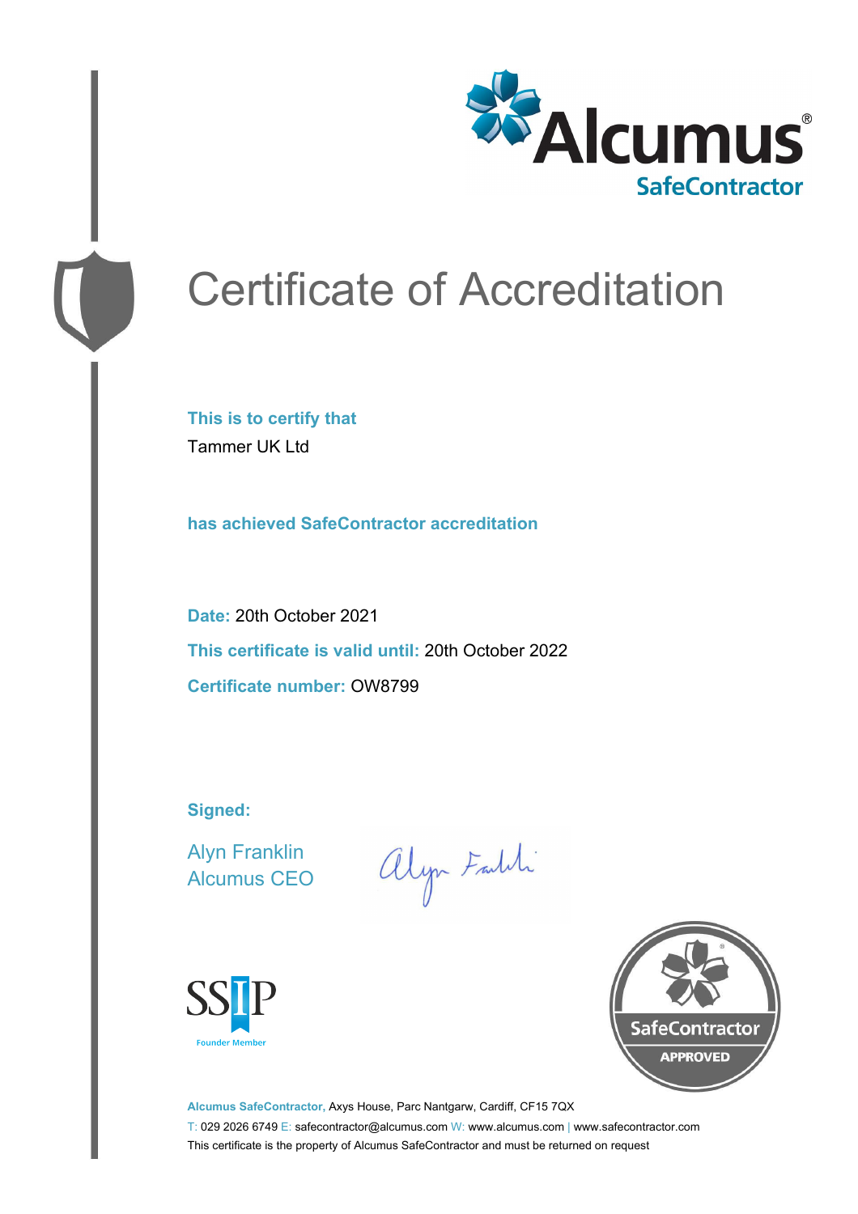Alcumus® SafeContractor

# Certificate of Accreditation

**This is to certify that**

Tammer UK Ltd

**has achieved SafeContractor accreditation**

**Date:** 20th October 2021

**This certificate is valid until:** 20th October 2022

**Certificate number:** OW8799

**Signed:**

Alyn Franklin
Alcumus CEO

SSIP Founder Member

SafeContractor APPROVED

**Alcumus SafeContractor,** Axys House, Parc Nantgarw, Cardiff, CF15 7QX

T: 029 2026 6749 E: safecontractor@alcumus.com W: www.alcumus.com | www.safecontractor.com

This certificate is the property of Alcumus SafeContractor and must be returned on request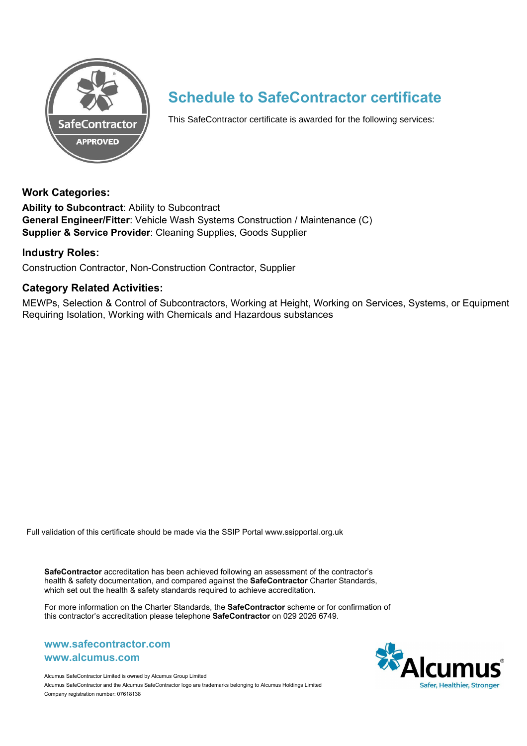# Schedule to SafeContractor certificate

This SafeContractor certificate is awarded for the following services:

### Work Categories:

**Ability to Subcontract**: Ability to Subcontract
**General Engineer/Fitter**: Vehicle Wash Systems Construction / Maintenance (C)
**Supplier & Service Provider**: Cleaning Supplies, Goods Supplier

### Industry Roles:

Construction Contractor, Non-Construction Contractor, Supplier

### Category Related Activities:

MEWPs, Selection & Control of Subcontractors, Working at Height, Working on Services, Systems, or Equipment Requiring Isolation, Working with Chemicals and Hazardous substances

Full validation of this certificate should be made via the SSIP Portal www.ssipportal.org.uk

**SafeContractor** accreditation has been achieved following an assessment of the contractor's health & safety documentation, and compared against the **SafeContractor** Charter Standards, which set out the health & safety standards required to achieve accreditation.

For more information on the Charter Standards, the **SafeContractor** scheme or for confirmation of this contractor's accreditation please telephone **SafeContractor** on 029 2026 6749.

**www.safecontractor.com**
**www.alcumus.com**

Alcumus SafeContractor Limited is owned by Alcumus Group Limited
Alcumus SafeContractor and the Alcumus SafeContractor logo are trademarks belonging to Alcumus Holdings Limited
Company registration number: 07618138

Alcumus®
Safer, Healthier, Stronger